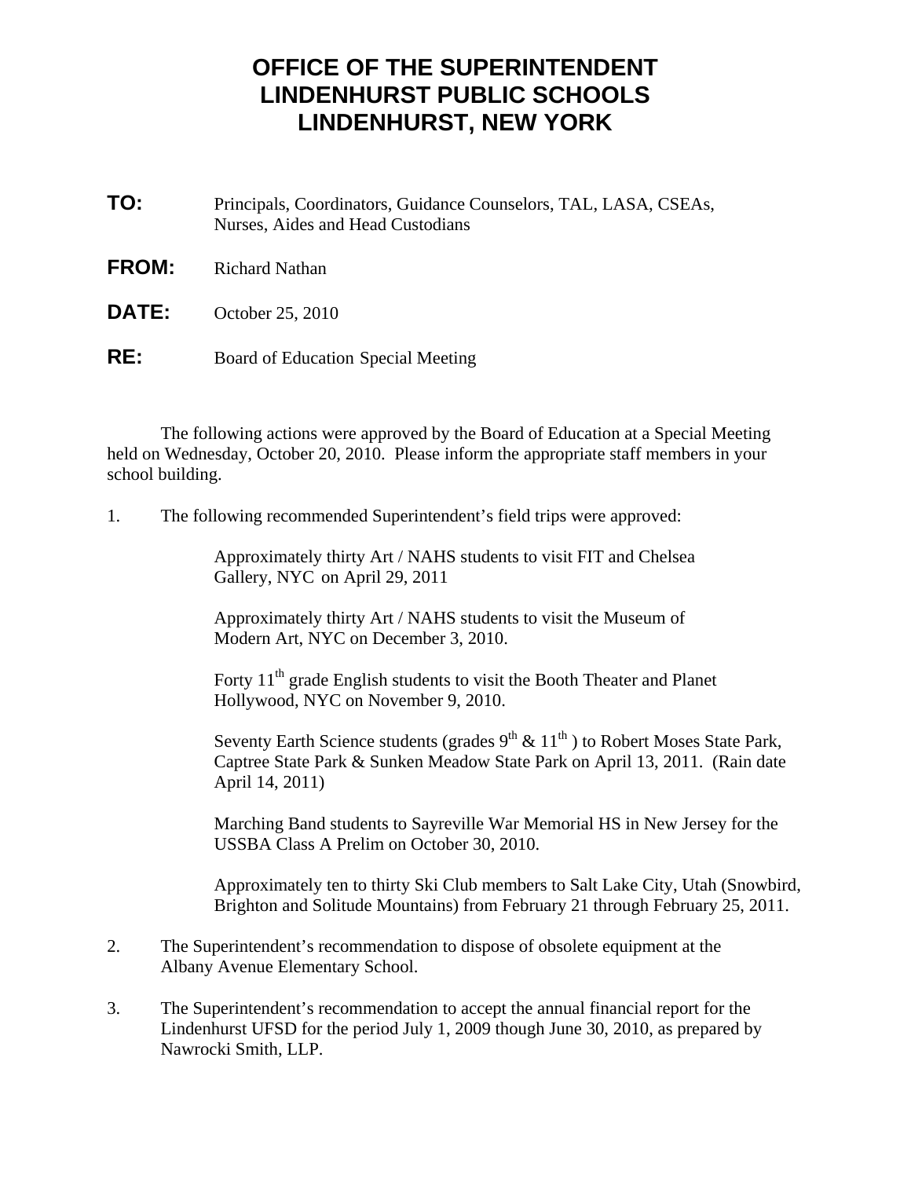# OFFICE OF THE SUPERINTENDENT
# LINDENHURST PUBLIC SCHOOLS
# LINDENHURST, NEW YORK

**TO:** Principals, Coordinators, Guidance Counselors, TAL, LASA, CSEAs, Nurses, Aides and Head Custodians

**FROM:** Richard Nathan

**DATE:** October 25, 2010

**RE:** Board of Education Special Meeting

The following actions were approved by the Board of Education at a Special Meeting held on Wednesday, October 20, 2010. Please inform the appropriate staff members in your school building.

1. The following recommended Superintendent's field trips were approved:

   Approximately thirty Art / NAHS students to visit FIT and Chelsea Gallery, NYC on April 29, 2011

   Approximately thirty Art / NAHS students to visit the Museum of Modern Art, NYC on December 3, 2010.

   Forty 11th grade English students to visit the Booth Theater and Planet Hollywood, NYC on November 9, 2010.

   Seventy Earth Science students (grades 9th & 11th ) to Robert Moses State Park, Captree State Park & Sunken Meadow State Park on April 13, 2011. (Rain date April 14, 2011)

   Marching Band students to Sayreville War Memorial HS in New Jersey for the USSBA Class A Prelim on October 30, 2010.

   Approximately ten to thirty Ski Club members to Salt Lake City, Utah (Snowbird, Brighton and Solitude Mountains) from February 21 through February 25, 2011.

2. The Superintendent's recommendation to dispose of obsolete equipment at the Albany Avenue Elementary School.

3. The Superintendent's recommendation to accept the annual financial report for the Lindenhurst UFSD for the period July 1, 2009 though June 30, 2010, as prepared by Nawrocki Smith, LLP.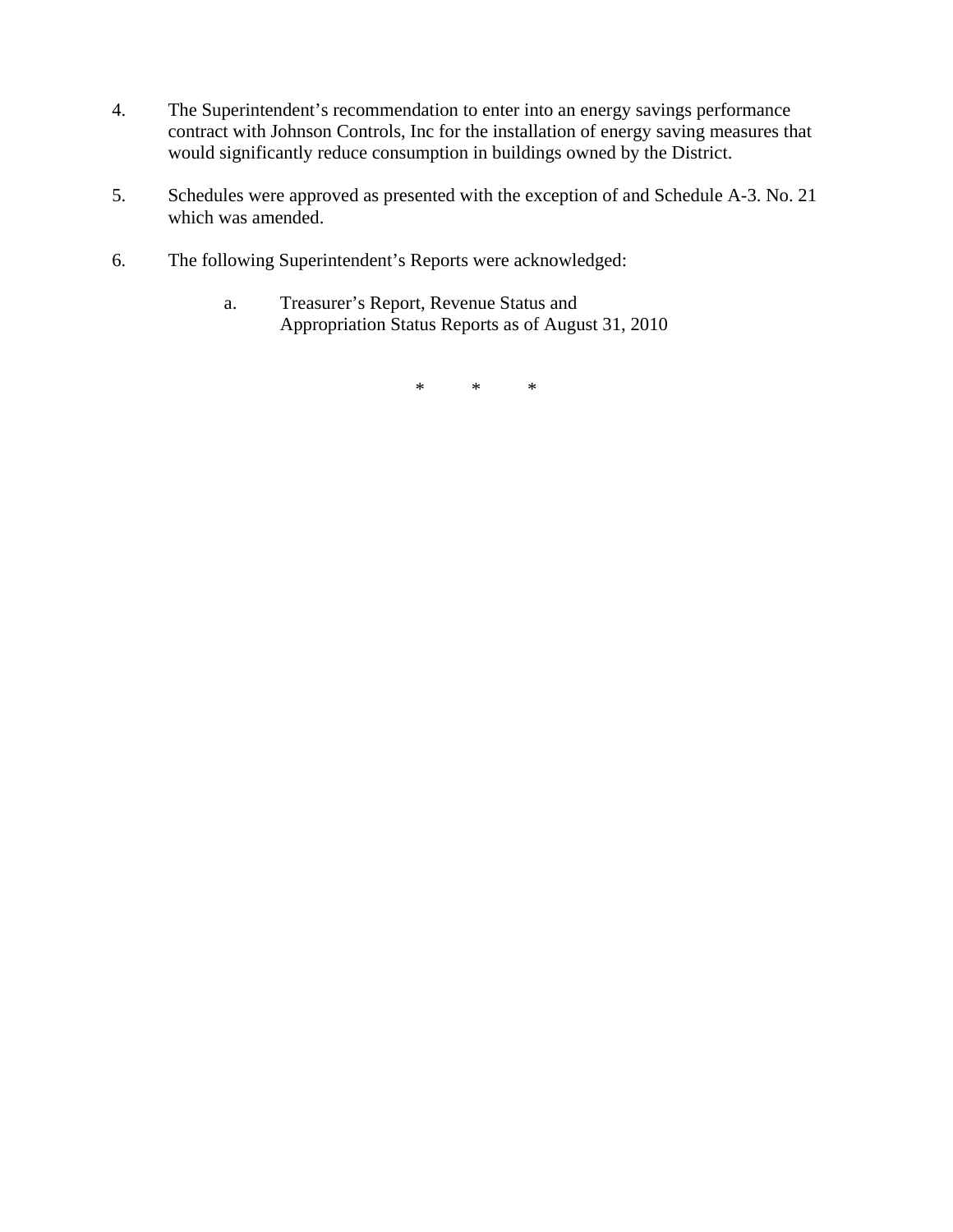4. The Superintendent’s recommendation to enter into an energy savings performance contract with Johnson Controls, Inc for the installation of energy saving measures that would significantly reduce consumption in buildings owned by the District.

5. Schedules were approved as presented with the exception of and Schedule A-3. No. 21 which was amended.

6. The following Superintendent’s Reports were acknowledged:

   a. Treasurer’s Report, Revenue Status and Appropriation Status Reports as of August 31, 2010

\*          \*          \*